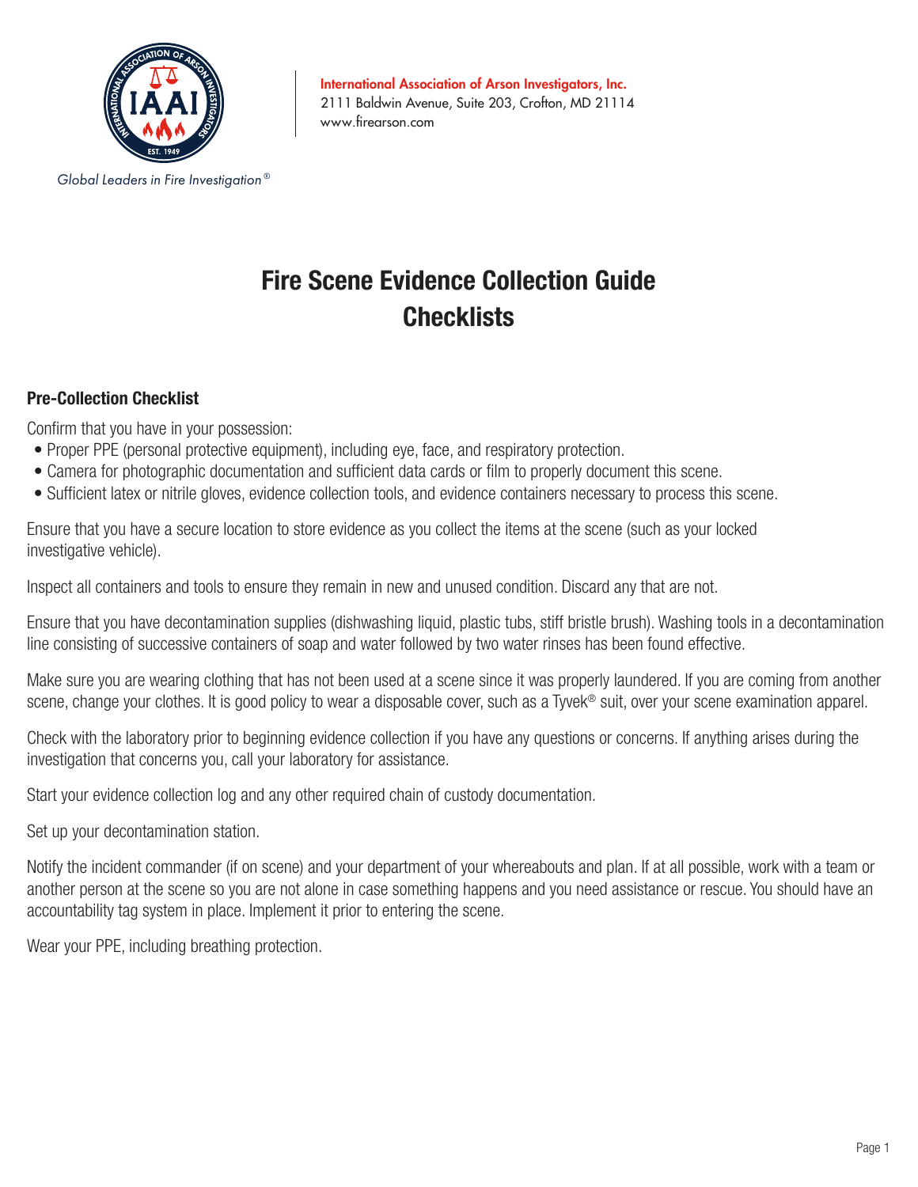International Association of Arson Investigators, Inc.
2111 Baldwin Avenue, Suite 203, Crofton, MD 21114
www.firearson.com

*Global Leaders in Fire Investigation®*

# Fire Scene Evidence Collection Guide Checklists

## Pre-Collection Checklist

Confirm that you have in your possession:

- Proper PPE (personal protective equipment), including eye, face, and respiratory protection.
- Camera for photographic documentation and sufficient data cards or film to properly document this scene.
- Sufficient latex or nitrile gloves, evidence collection tools, and evidence containers necessary to process this scene.

Ensure that you have a secure location to store evidence as you collect the items at the scene (such as your locked investigative vehicle).

Inspect all containers and tools to ensure they remain in new and unused condition. Discard any that are not.

Ensure that you have decontamination supplies (dishwashing liquid, plastic tubs, stiff bristle brush). Washing tools in a decontamination line consisting of successive containers of soap and water followed by two water rinses has been found effective.

Make sure you are wearing clothing that has not been used at a scene since it was properly laundered. If you are coming from another scene, change your clothes. It is good policy to wear a disposable cover, such as a Tyvek® suit, over your scene examination apparel.

Check with the laboratory prior to beginning evidence collection if you have any questions or concerns. If anything arises during the investigation that concerns you, call your laboratory for assistance.

Start your evidence collection log and any other required chain of custody documentation.

Set up your decontamination station.

Notify the incident commander (if on scene) and your department of your whereabouts and plan. If at all possible, work with a team or another person at the scene so you are not alone in case something happens and you need assistance or rescue. You should have an accountability tag system in place. Implement it prior to entering the scene.

Wear your PPE, including breathing protection.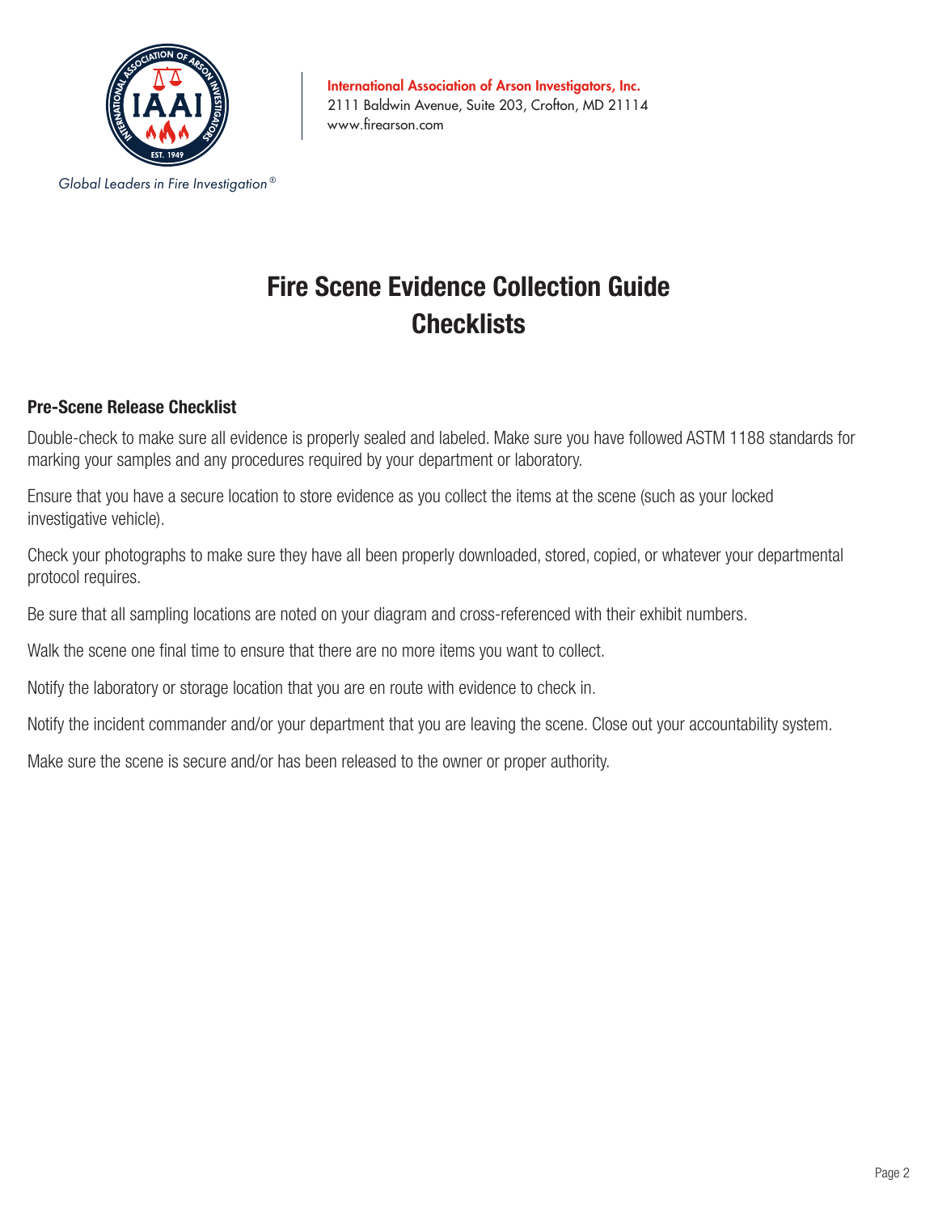International Association of Arson Investigators, Inc.
2111 Baldwin Avenue, Suite 203, Crofton, MD 21114
www.firearson.com

*Global Leaders in Fire Investigation®*

# Fire Scene Evidence Collection Guide Checklists

## Pre-Scene Release Checklist

Double-check to make sure all evidence is properly sealed and labeled. Make sure you have followed ASTM 1188 standards for marking your samples and any procedures required by your department or laboratory.

Ensure that you have a secure location to store evidence as you collect the items at the scene (such as your locked investigative vehicle).

Check your photographs to make sure they have all been properly downloaded, stored, copied, or whatever your departmental protocol requires.

Be sure that all sampling locations are noted on your diagram and cross-referenced with their exhibit numbers.

Walk the scene one final time to ensure that there are no more items you want to collect.

Notify the laboratory or storage location that you are en route with evidence to check in.

Notify the incident commander and/or your department that you are leaving the scene. Close out your accountability system.

Make sure the scene is secure and/or has been released to the owner or proper authority.